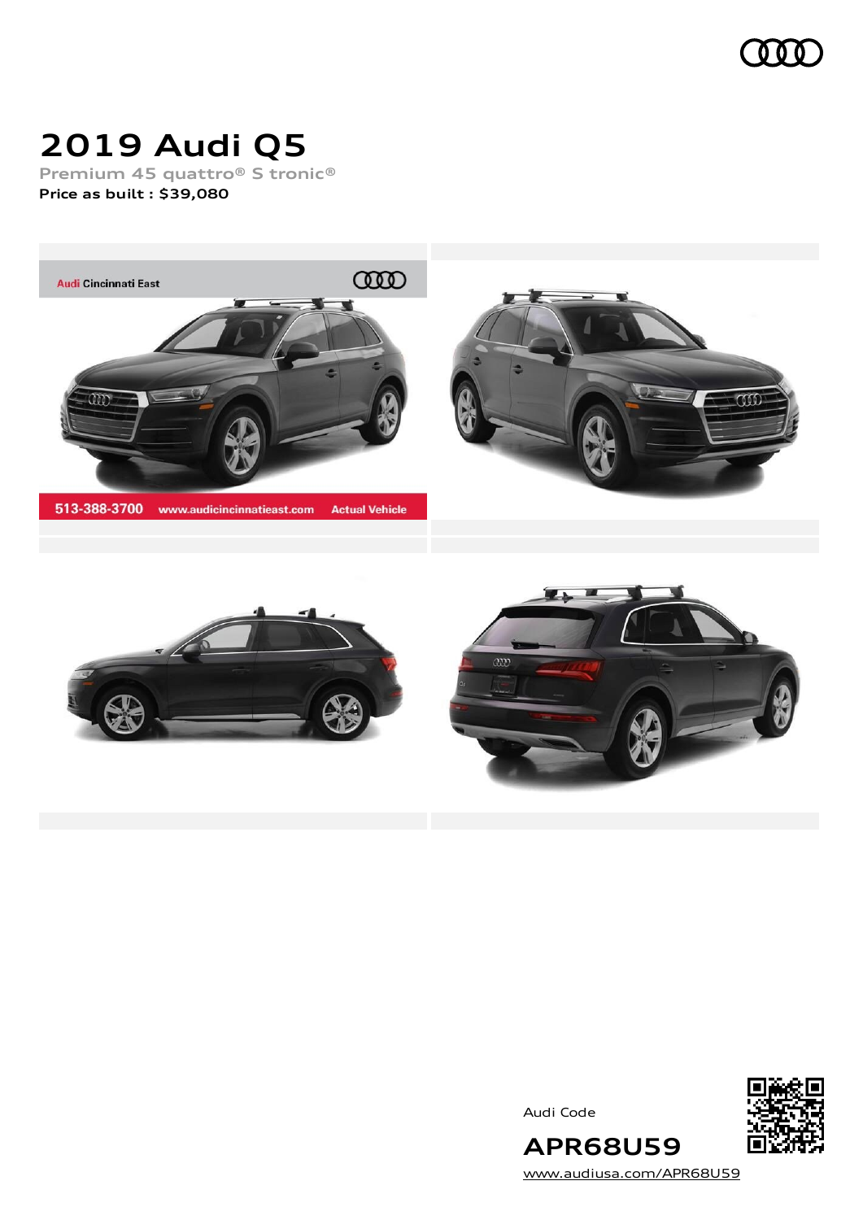# 2019 Audi Q5

Premium 45 quattro® S tronic®

**Price as built : $39,080**

Audi Code

**APR68U59**

www.audiusa.com/APR68U59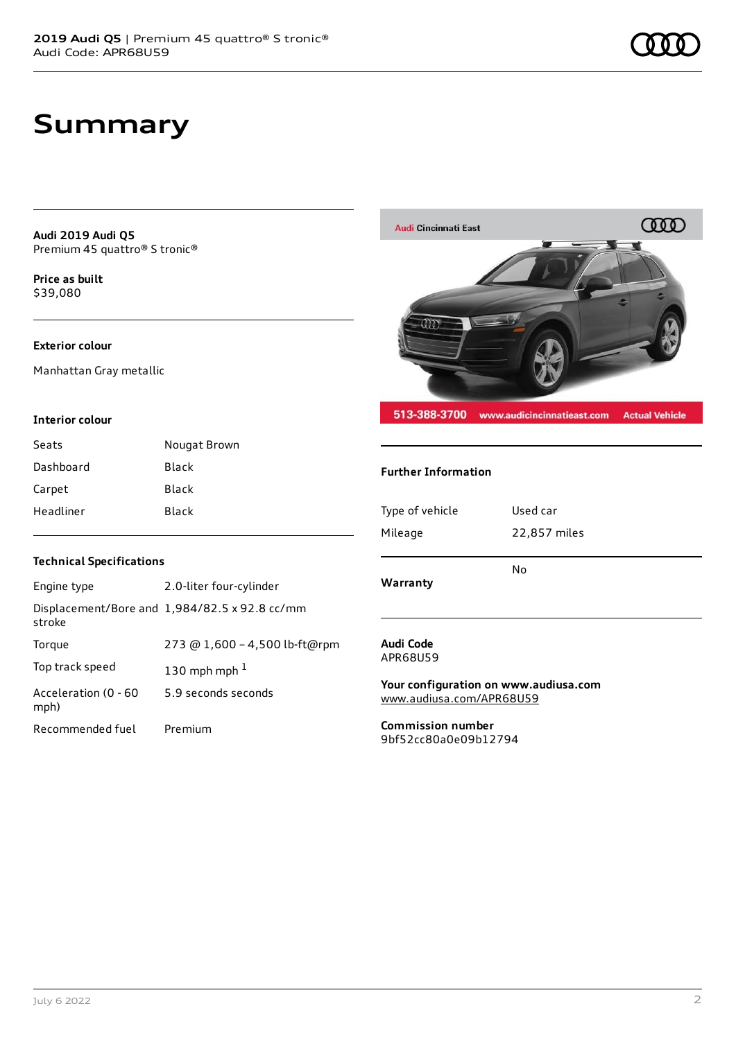# Summary

**Audi 2019 Audi Q5**
Premium 45 quattro® S tronic®

**Price as built**
$39,080

### Exterior colour

Manhattan Gray metallic

### Interior colour

| | |
|---|---|
| Seats | Nougat Brown |
| Dashboard | Black |
| Carpet | Black |
| Headliner | Black |

### Technical Specifications

| | |
|---|---|
| Engine type | 2.0-liter four-cylinder |
| Displacement/Bore and stroke | 1,984/82.5 x 92.8 cc/mm |
| Torque | 273 @ 1,600 – 4,500 lb-ft@rpm |
| Top track speed | 130 mph mph [1] |
| Acceleration (0 - 60 mph) | 5.9 seconds seconds |
| Recommended fuel | Premium |

### Further Information

| | |
|---|---|
| Type of vehicle | Used car |
| Mileage | 22,857 miles |

| | |
|---|---|
| **Warranty** | No |

**Audi Code**
APR68U59

**Your configuration on www.audiusa.com**
www.audiusa.com/APR68U59

**Commission number**
9bf52cc80a0e09b12794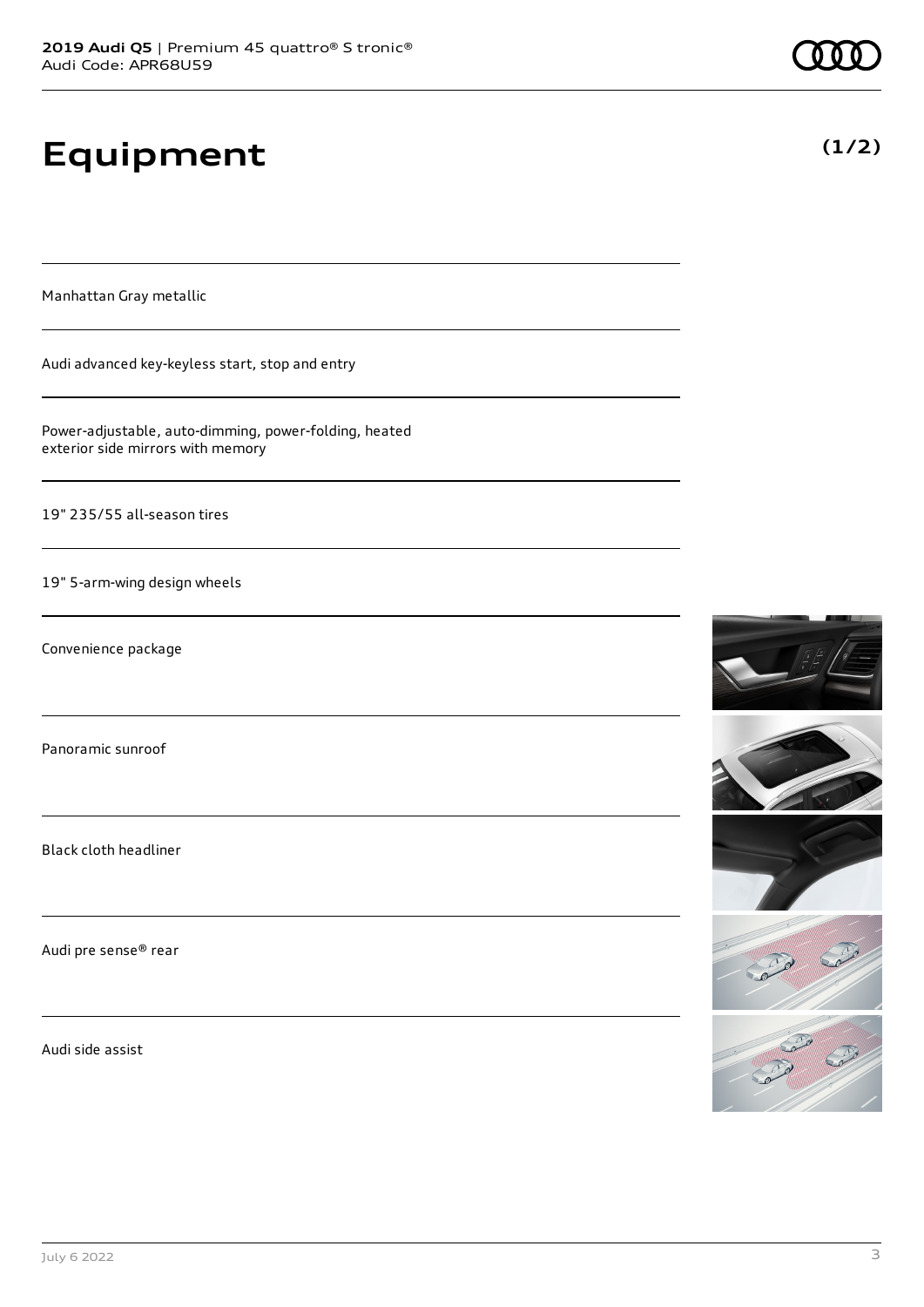# Equipment

**(1/2)**

Manhattan Gray metallic

Audi advanced key-keyless start, stop and entry

Power-adjustable, auto-dimming, power-folding, heated exterior side mirrors with memory

19" 235/55 all-season tires

19" 5-arm-wing design wheels

Convenience package

Panoramic sunroof

Black cloth headliner

Audi pre sense® rear

Audi side assist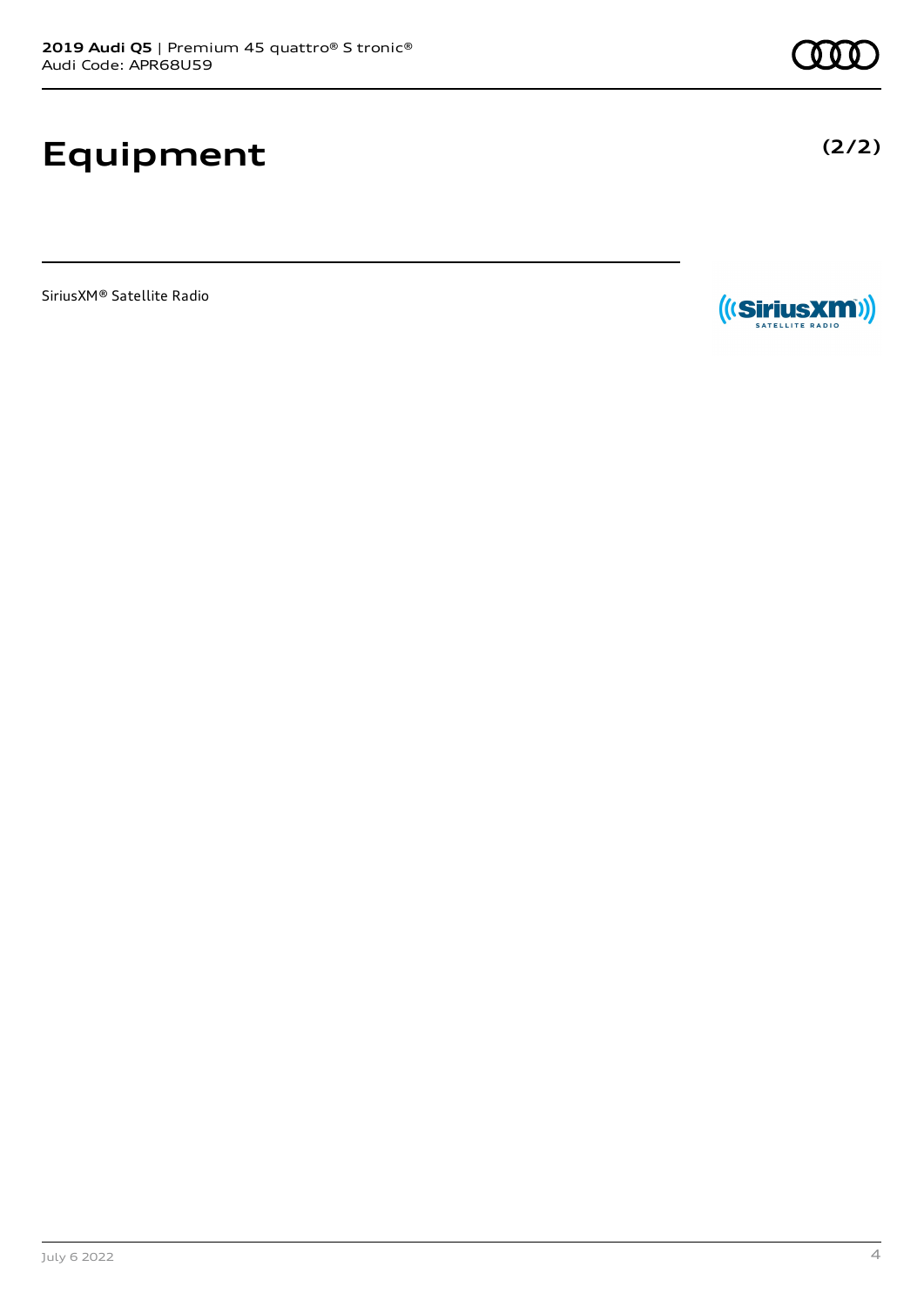# Equipment

SiriusXM® Satellite Radio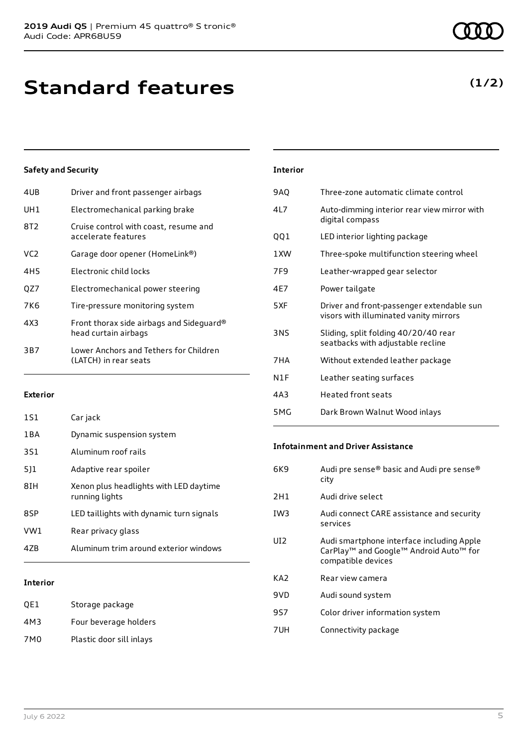# Standard features

**(1/2)**

### Safety and Security

| | |
|---|---|
| 4UB | Driver and front passenger airbags |
| UH1 | Electromechanical parking brake |
| 8T2 | Cruise control with coast, resume and accelerate features |
| VC2 | Garage door opener (HomeLink®) |
| 4H5 | Electronic child locks |
| QZ7 | Electromechanical power steering |
| 7K6 | Tire-pressure monitoring system |
| 4X3 | Front thorax side airbags and Sideguard® head curtain airbags |
| 3B7 | Lower Anchors and Tethers for Children (LATCH) in rear seats |

### Exterior

| | |
|---|---|
| 1S1 | Car jack |
| 1BA | Dynamic suspension system |
| 3S1 | Aluminum roof rails |
| 5J1 | Adaptive rear spoiler |
| 8IH | Xenon plus headlights with LED daytime running lights |
| 8SP | LED taillights with dynamic turn signals |
| VW1 | Rear privacy glass |
| 4ZB | Aluminum trim around exterior windows |

### Interior

| | |
|---|---|
| QE1 | Storage package |
| 4M3 | Four beverage holders |
| 7M0 | Plastic door sill inlays |

### Interior

| | |
|---|---|
| 9AQ | Three-zone automatic climate control |
| 4L7 | Auto-dimming interior rear view mirror with digital compass |
| QQ1 | LED interior lighting package |
| 1XW | Three-spoke multifunction steering wheel |
| 7F9 | Leather-wrapped gear selector |
| 4E7 | Power tailgate |
| 5XF | Driver and front-passenger extendable sun visors with illuminated vanity mirrors |
| 3NS | Sliding, split folding 40/20/40 rear seatbacks with adjustable recline |
| 7HA | Without extended leather package |
| N1F | Leather seating surfaces |
| 4A3 | Heated front seats |
| 5MG | Dark Brown Walnut Wood inlays |

### Infotainment and Driver Assistance

| | |
|---|---|
| 6K9 | Audi pre sense® basic and Audi pre sense® city |
| 2H1 | Audi drive select |
| IW3 | Audi connect CARE assistance and security services |
| UI2 | Audi smartphone interface including Apple CarPlay™ and Google™ Android Auto™ for compatible devices |
| KA2 | Rear view camera |
| 9VD | Audi sound system |
| 9S7 | Color driver information system |
| 7UH | Connectivity package |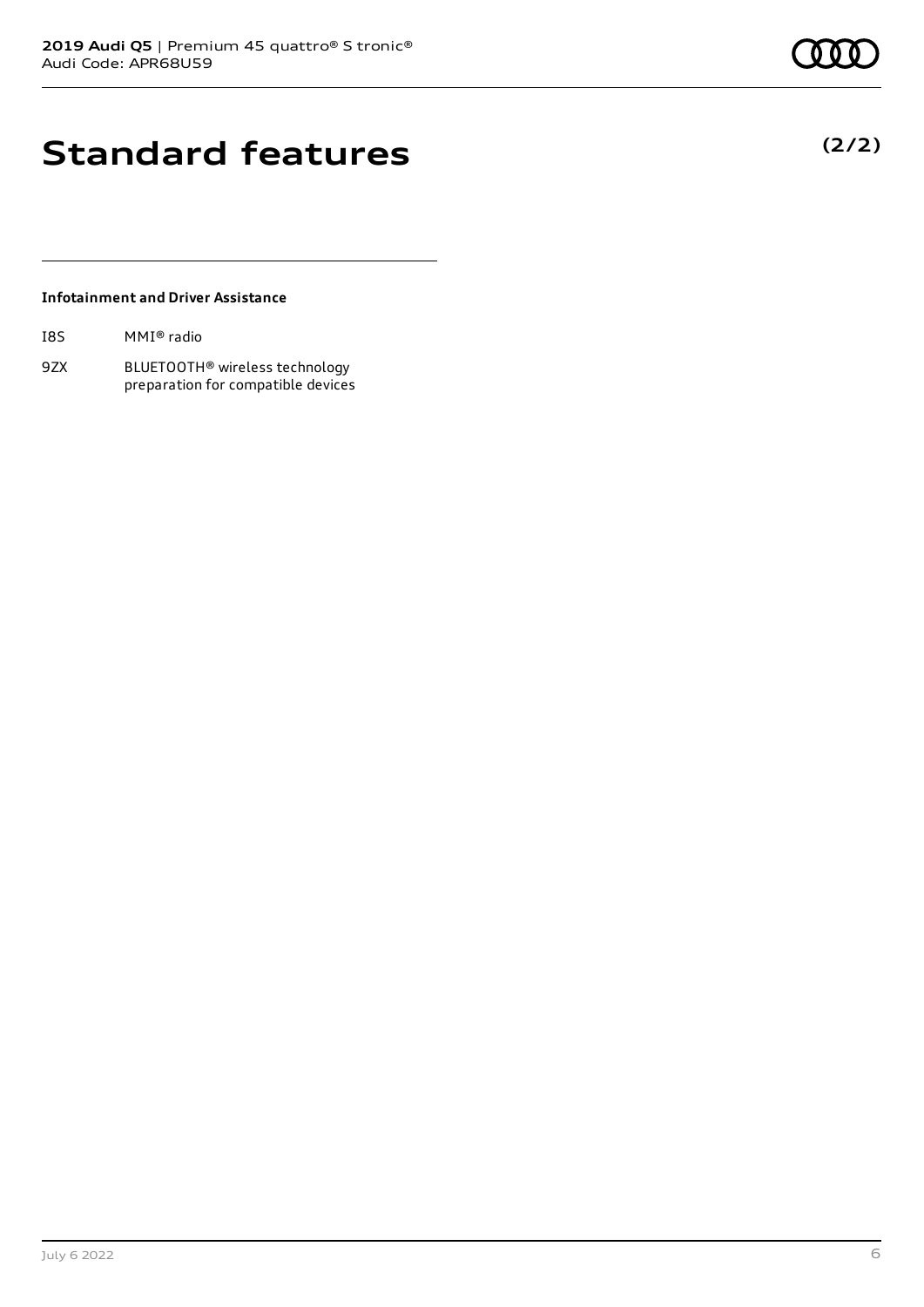# Standard features

**(2/2)**

### Infotainment and Driver Assistance

| | |
|---|---|
| I8S | MMI® radio |
| 9ZX | BLUETOOTH® wireless technology preparation for compatible devices |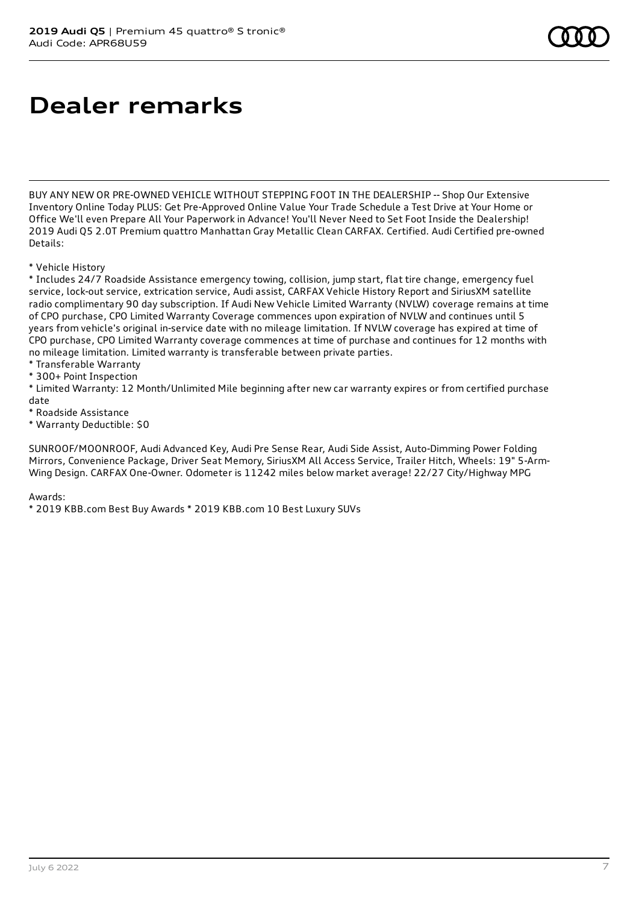# Dealer remarks

BUY ANY NEW OR PRE-OWNED VEHICLE WITHOUT STEPPING FOOT IN THE DEALERSHIP -- Shop Our Extensive Inventory Online Today PLUS: Get Pre-Approved Online Value Your Trade Schedule a Test Drive at Your Home or Office We'll even Prepare All Your Paperwork in Advance! You'll Never Need to Set Foot Inside the Dealership! 2019 Audi Q5 2.0T Premium quattro Manhattan Gray Metallic Clean CARFAX. Certified. Audi Certified pre-owned Details:

* Vehicle History
* Includes 24/7 Roadside Assistance emergency towing, collision, jump start, flat tire change, emergency fuel service, lock-out service, extrication service, Audi assist, CARFAX Vehicle History Report and SiriusXM satellite radio complimentary 90 day subscription. If Audi New Vehicle Limited Warranty (NVLW) coverage remains at time of CPO purchase, CPO Limited Warranty Coverage commences upon expiration of NVLW and continues until 5 years from vehicle's original in-service date with no mileage limitation. If NVLW coverage has expired at time of CPO purchase, CPO Limited Warranty coverage commences at time of purchase and continues for 12 months with no mileage limitation. Limited warranty is transferable between private parties.
* Transferable Warranty
* 300+ Point Inspection
* Limited Warranty: 12 Month/Unlimited Mile beginning after new car warranty expires or from certified purchase date
* Roadside Assistance
* Warranty Deductible: $0

SUNROOF/MOONROOF, Audi Advanced Key, Audi Pre Sense Rear, Audi Side Assist, Auto-Dimming Power Folding Mirrors, Convenience Package, Driver Seat Memory, SiriusXM All Access Service, Trailer Hitch, Wheels: 19" 5-Arm-Wing Design. CARFAX One-Owner. Odometer is 11242 miles below market average! 22/27 City/Highway MPG

Awards:
* 2019 KBB.com Best Buy Awards * 2019 KBB.com 10 Best Luxury SUVs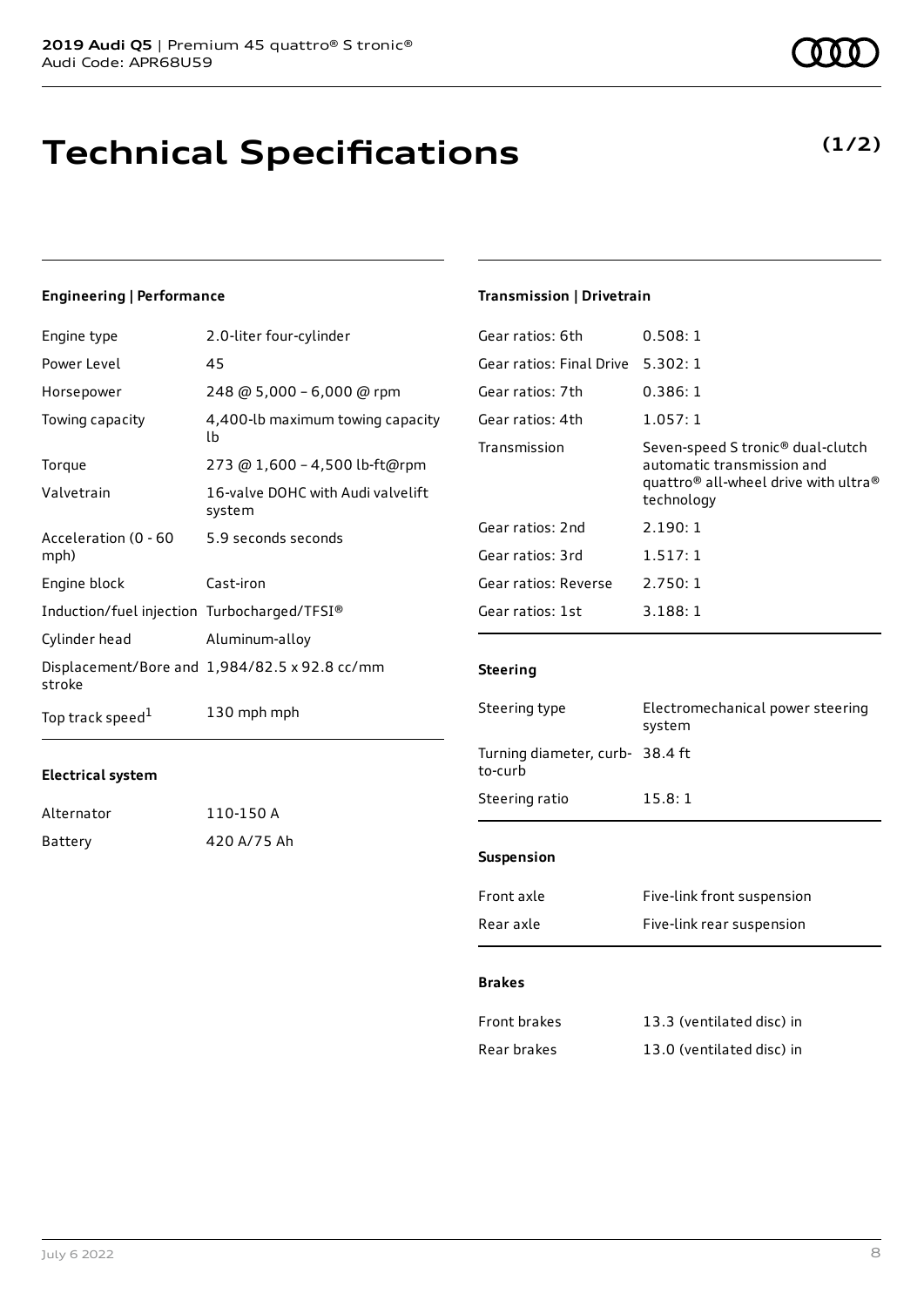# Technical Specifications

**(1/2)**

### Engineering | Performance

| | |
|---|---|
| Engine type | 2.0-liter four-cylinder |
| Power Level | 45 |
| Horsepower | 248 @ 5,000 – 6,000 @ rpm |
| Towing capacity | 4,400-lb maximum towing capacity lb |
| Torque | 273 @ 1,600 – 4,500 lb-ft@rpm |
| Valvetrain | 16-valve DOHC with Audi valvelift system |
| Acceleration (0 - 60 mph) | 5.9 seconds seconds |
| Engine block | Cast-iron |
| Induction/fuel injection | Turbocharged/TFSI® |
| Cylinder head | Aluminum-alloy |
| Displacement/Bore and stroke | 1,984/82.5 x 92.8 cc/mm |
| Top track speed[1] | 130 mph mph |

### Electrical system

| | |
|---|---|
| Alternator | 110-150 A |
| Battery | 420 A/75 Ah |

### Transmission | Drivetrain

| | |
|---|---|
| Gear ratios: 6th | 0.508: 1 |
| Gear ratios: Final Drive | 5.302: 1 |
| Gear ratios: 7th | 0.386: 1 |
| Gear ratios: 4th | 1.057: 1 |
| Transmission | Seven-speed S tronic® dual-clutch automatic transmission and quattro® all-wheel drive with ultra® technology |
| Gear ratios: 2nd | 2.190: 1 |
| Gear ratios: 3rd | 1.517: 1 |
| Gear ratios: Reverse | 2.750: 1 |
| Gear ratios: 1st | 3.188: 1 |

### Steering

| | |
|---|---|
| Steering type | Electromechanical power steering system |
| Turning diameter, curb-to-curb | 38.4 ft |
| Steering ratio | 15.8: 1 |

### Suspension

| | |
|---|---|
| Front axle | Five-link front suspension |
| Rear axle | Five-link rear suspension |

### Brakes

| | |
|---|---|
| Front brakes | 13.3 (ventilated disc) in |
| Rear brakes | 13.0 (ventilated disc) in |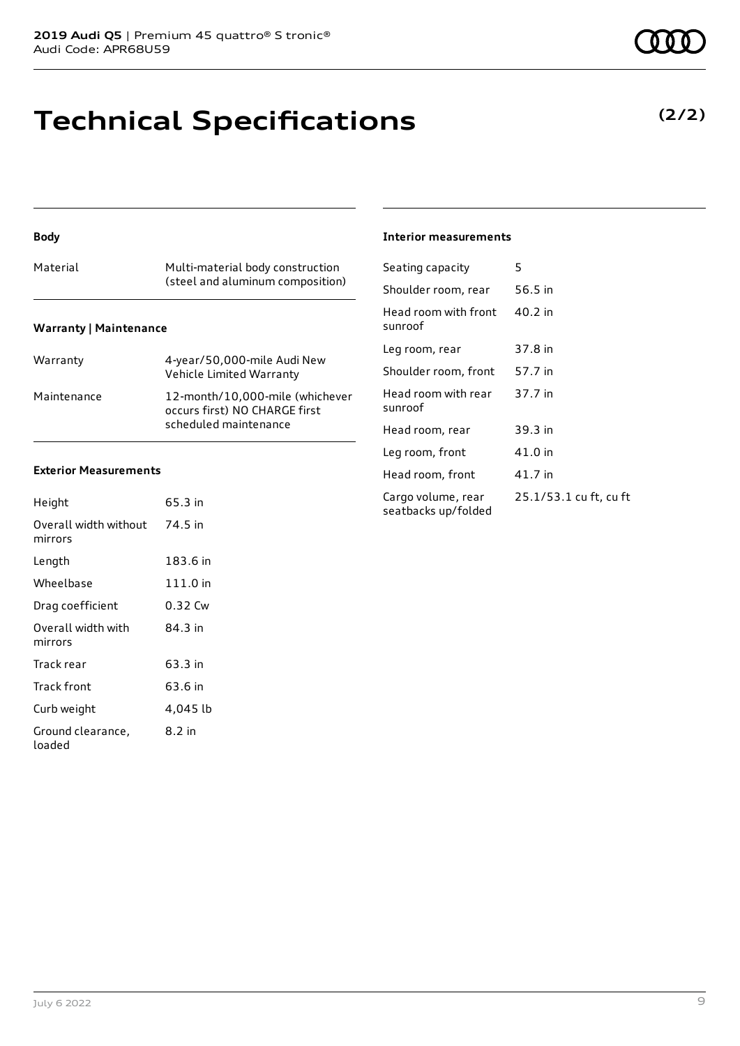# Technical Specifications

**(2/2)**

### Body

| Material | Multi-material body construction (steel and aluminum composition) |
|---|---|

### Warranty | Maintenance

| Warranty | 4-year/50,000-mile Audi New Vehicle Limited Warranty |
|---|---|
| Maintenance | 12-month/10,000-mile (whichever occurs first) NO CHARGE first scheduled maintenance |

### Exterior Measurements

| Height | 65.3 in |
|---|---|
| Overall width without mirrors | 74.5 in |
| Length | 183.6 in |
| Wheelbase | 111.0 in |
| Drag coefficient | 0.32 Cw |
| Overall width with mirrors | 84.3 in |
| Track rear | 63.3 in |
| Track front | 63.6 in |
| Curb weight | 4,045 lb |
| Ground clearance, loaded | 8.2 in |

### Interior measurements

| Seating capacity | 5 |
|---|---|
| Shoulder room, rear | 56.5 in |
| Head room with front sunroof | 40.2 in |
| Leg room, rear | 37.8 in |
| Shoulder room, front | 57.7 in |
| Head room with rear sunroof | 37.7 in |
| Head room, rear | 39.3 in |
| Leg room, front | 41.0 in |
| Head room, front | 41.7 in |
| Cargo volume, rear seatbacks up/folded | 25.1/53.1 cu ft, cu ft |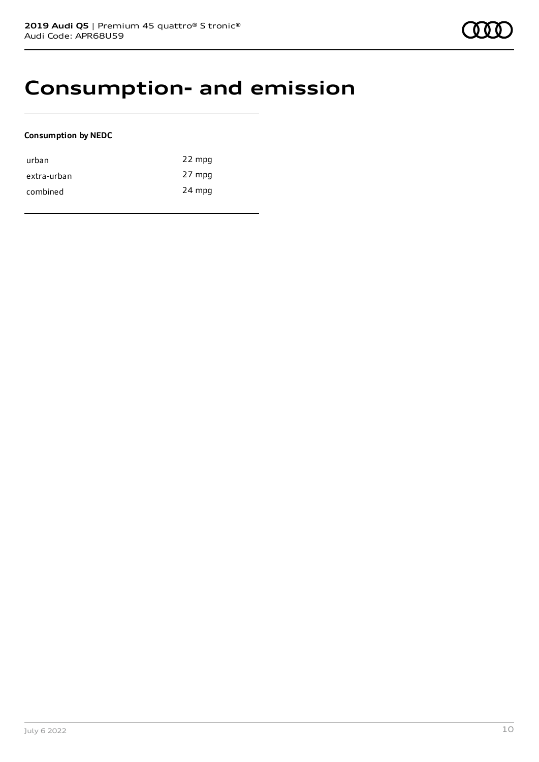# Consumption- and emission

**Consumption by NEDC**

| | |
|---|---|
| urban | 22 mpg |
| extra-urban | 27 mpg |
| combined | 24 mpg |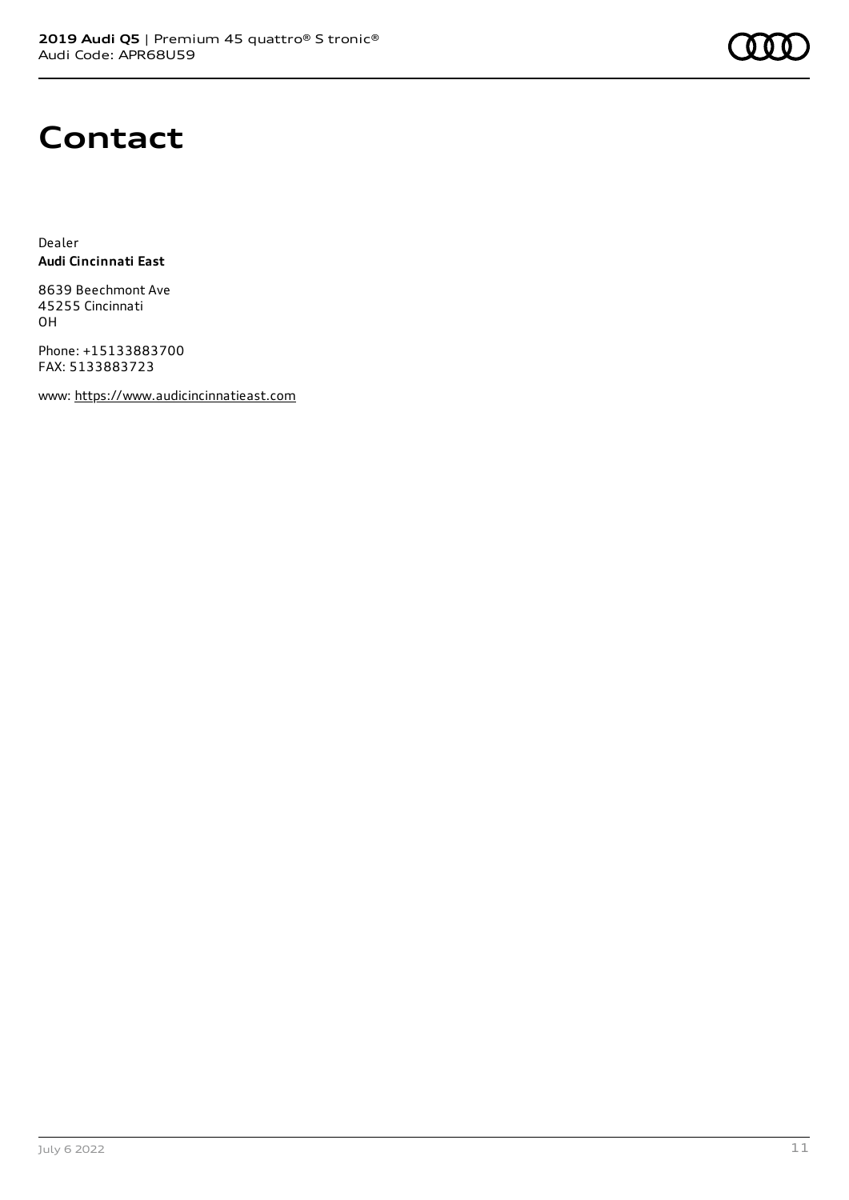# Contact

Dealer
**Audi Cincinnati East**

8639 Beechmont Ave
45255 Cincinnati
OH

Phone: +15133883700
FAX: 5133883723

www: https://www.audicincinnatieast.com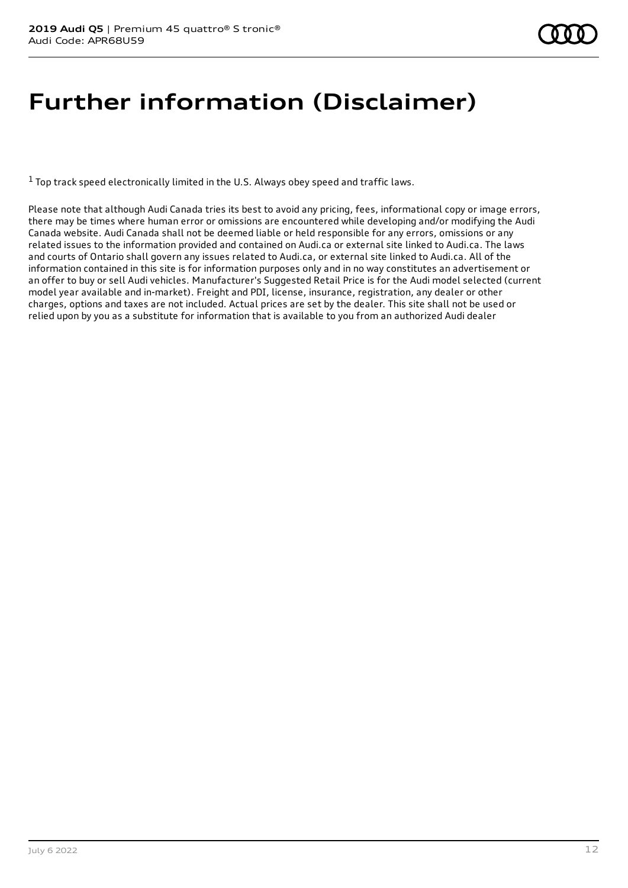# Further information (Disclaimer)

[1] Top track speed electronically limited in the U.S. Always obey speed and traffic laws.

Please note that although Audi Canada tries its best to avoid any pricing, fees, informational copy or image errors, there may be times where human error or omissions are encountered while developing and/or modifying the Audi Canada website. Audi Canada shall not be deemed liable or held responsible for any errors, omissions or any related issues to the information provided and contained on Audi.ca or external site linked to Audi.ca. The laws and courts of Ontario shall govern any issues related to Audi.ca, or external site linked to Audi.ca. All of the information contained in this site is for information purposes only and in no way constitutes an advertisement or an offer to buy or sell Audi vehicles. Manufacturer's Suggested Retail Price is for the Audi model selected (current model year available and in-market). Freight and PDI, license, insurance, registration, any dealer or other charges, options and taxes are not included. Actual prices are set by the dealer. This site shall not be used or relied upon by you as a substitute for information that is available to you from an authorized Audi dealer